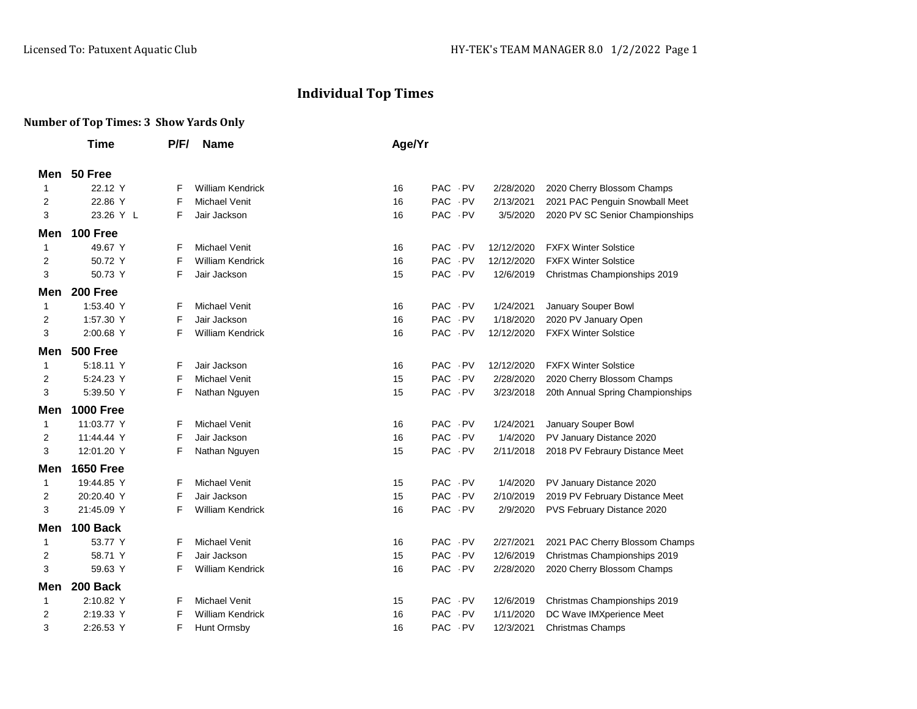# Individual Top Times

**Number of Top Times: 3 Show Yards Only**

| | Time | P/F/ | Name | Age/Yr | | | Date | Meet |
|---|---|---|---|---|---|---|---|---|
| **Men** | **50 Free** | | | | | | | |
| 1 | 22.12 Y | F | William Kendrick | 16 | PAC | -PV | 2/28/2020 | 2020 Cherry Blossom Champs |
| 2 | 22.86 Y | F | Michael Venit | 16 | PAC | -PV | 2/13/2021 | 2021 PAC Penguin Snowball Meet |
| 3 | 23.26 Y L | F | Jair Jackson | 16 | PAC | -PV | 3/5/2020 | 2020 PV SC Senior Championships |
| **Men** | **100 Free** | | | | | | | |
| 1 | 49.67 Y | F | Michael Venit | 16 | PAC | -PV | 12/12/2020 | FXFX Winter Solstice |
| 2 | 50.72 Y | F | William Kendrick | 16 | PAC | -PV | 12/12/2020 | FXFX Winter Solstice |
| 3 | 50.73 Y | F | Jair Jackson | 15 | PAC | -PV | 12/6/2019 | Christmas Championships 2019 |
| **Men** | **200 Free** | | | | | | | |
| 1 | 1:53.40 Y | F | Michael Venit | 16 | PAC | -PV | 1/24/2021 | January Souper Bowl |
| 2 | 1:57.30 Y | F | Jair Jackson | 16 | PAC | -PV | 1/18/2020 | 2020 PV January Open |
| 3 | 2:00.68 Y | F | William Kendrick | 16 | PAC | -PV | 12/12/2020 | FXFX Winter Solstice |
| **Men** | **500 Free** | | | | | | | |
| 1 | 5:18.11 Y | F | Jair Jackson | 16 | PAC | -PV | 12/12/2020 | FXFX Winter Solstice |
| 2 | 5:24.23 Y | F | Michael Venit | 15 | PAC | -PV | 2/28/2020 | 2020 Cherry Blossom Champs |
| 3 | 5:39.50 Y | F | Nathan Nguyen | 15 | PAC | -PV | 3/23/2018 | 20th Annual Spring Championships |
| **Men** | **1000 Free** | | | | | | | |
| 1 | 11:03.77 Y | F | Michael Venit | 16 | PAC | -PV | 1/24/2021 | January Souper Bowl |
| 2 | 11:44.44 Y | F | Jair Jackson | 16 | PAC | -PV | 1/4/2020 | PV January Distance 2020 |
| 3 | 12:01.20 Y | F | Nathan Nguyen | 15 | PAC | -PV | 2/11/2018 | 2018 PV Febraury Distance Meet |
| **Men** | **1650 Free** | | | | | | | |
| 1 | 19:44.85 Y | F | Michael Venit | 15 | PAC | -PV | 1/4/2020 | PV January Distance 2020 |
| 2 | 20:20.40 Y | F | Jair Jackson | 15 | PAC | -PV | 2/10/2019 | 2019 PV February Distance Meet |
| 3 | 21:45.09 Y | F | William Kendrick | 16 | PAC | -PV | 2/9/2020 | PVS February Distance 2020 |
| **Men** | **100 Back** | | | | | | | |
| 1 | 53.77 Y | F | Michael Venit | 16 | PAC | -PV | 2/27/2021 | 2021 PAC Cherry Blossom Champs |
| 2 | 58.71 Y | F | Jair Jackson | 15 | PAC | -PV | 12/6/2019 | Christmas Championships 2019 |
| 3 | 59.63 Y | F | William Kendrick | 16 | PAC | -PV | 2/28/2020 | 2020 Cherry Blossom Champs |
| **Men** | **200 Back** | | | | | | | |
| 1 | 2:10.82 Y | F | Michael Venit | 15 | PAC | -PV | 12/6/2019 | Christmas Championships 2019 |
| 2 | 2:19.33 Y | F | William Kendrick | 16 | PAC | -PV | 1/11/2020 | DC Wave IMXperience Meet |
| 3 | 2:26.53 Y | F | Hunt Ormsby | 16 | PAC | -PV | 12/3/2021 | Christmas Champs |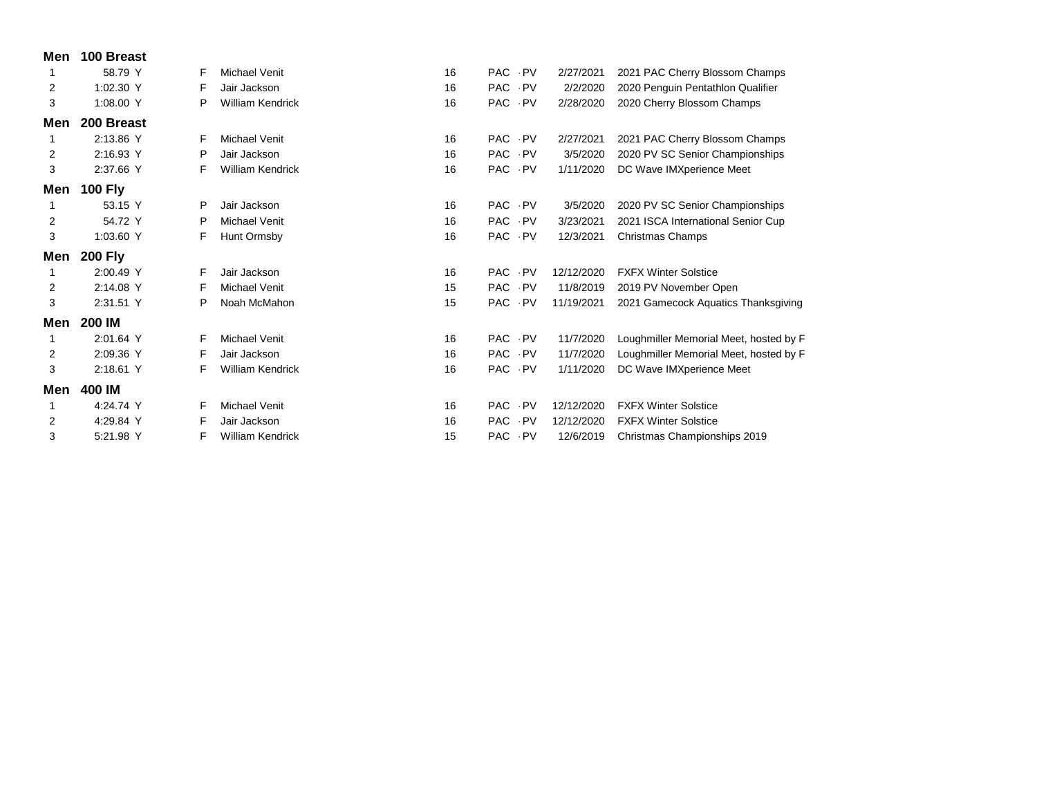## Men 100 Breast

| | | | | | | | | |
|---|---|---|---|---|---|---|---|---|
| 1 | 58.79 Y | F | Michael Venit | 16 | PAC | - PV | 2/27/2021 | 2021 PAC Cherry Blossom Champs |
| 2 | 1:02.30 Y | F | Jair Jackson | 16 | PAC | - PV | 2/2/2020 | 2020 Penguin Pentathlon Qualifier |
| 3 | 1:08.00 Y | P | William Kendrick | 16 | PAC | - PV | 2/28/2020 | 2020 Cherry Blossom Champs |

## Men 200 Breast

| | | | | | | | | |
|---|---|---|---|---|---|---|---|---|
| 1 | 2:13.86 Y | F | Michael Venit | 16 | PAC | - PV | 2/27/2021 | 2021 PAC Cherry Blossom Champs |
| 2 | 2:16.93 Y | P | Jair Jackson | 16 | PAC | - PV | 3/5/2020 | 2020 PV SC Senior Championships |
| 3 | 2:37.66 Y | F | William Kendrick | 16 | PAC | - PV | 1/11/2020 | DC Wave IMXperience Meet |

## Men 100 Fly

| | | | | | | | | |
|---|---|---|---|---|---|---|---|---|
| 1 | 53.15 Y | P | Jair Jackson | 16 | PAC | - PV | 3/5/2020 | 2020 PV SC Senior Championships |
| 2 | 54.72 Y | P | Michael Venit | 16 | PAC | - PV | 3/23/2021 | 2021 ISCA International Senior Cup |
| 3 | 1:03.60 Y | F | Hunt Ormsby | 16 | PAC | - PV | 12/3/2021 | Christmas Champs |

## Men 200 Fly

| | | | | | | | | |
|---|---|---|---|---|---|---|---|---|
| 1 | 2:00.49 Y | F | Jair Jackson | 16 | PAC | - PV | 12/12/2020 | FXFX Winter Solstice |
| 2 | 2:14.08 Y | F | Michael Venit | 15 | PAC | - PV | 11/8/2019 | 2019 PV November Open |
| 3 | 2:31.51 Y | P | Noah McMahon | 15 | PAC | - PV | 11/19/2021 | 2021 Gamecock Aquatics Thanksgiving |

## Men 200 IM

| | | | | | | | | |
|---|---|---|---|---|---|---|---|---|
| 1 | 2:01.64 Y | F | Michael Venit | 16 | PAC | - PV | 11/7/2020 | Loughmiller Memorial Meet, hosted by F |
| 2 | 2:09.36 Y | F | Jair Jackson | 16 | PAC | - PV | 11/7/2020 | Loughmiller Memorial Meet, hosted by F |
| 3 | 2:18.61 Y | F | William Kendrick | 16 | PAC | - PV | 1/11/2020 | DC Wave IMXperience Meet |

## Men 400 IM

| | | | | | | | | |
|---|---|---|---|---|---|---|---|---|
| 1 | 4:24.74 Y | F | Michael Venit | 16 | PAC | - PV | 12/12/2020 | FXFX Winter Solstice |
| 2 | 4:29.84 Y | F | Jair Jackson | 16 | PAC | - PV | 12/12/2020 | FXFX Winter Solstice |
| 3 | 5:21.98 Y | F | William Kendrick | 15 | PAC | - PV | 12/6/2019 | Christmas Championships 2019 |